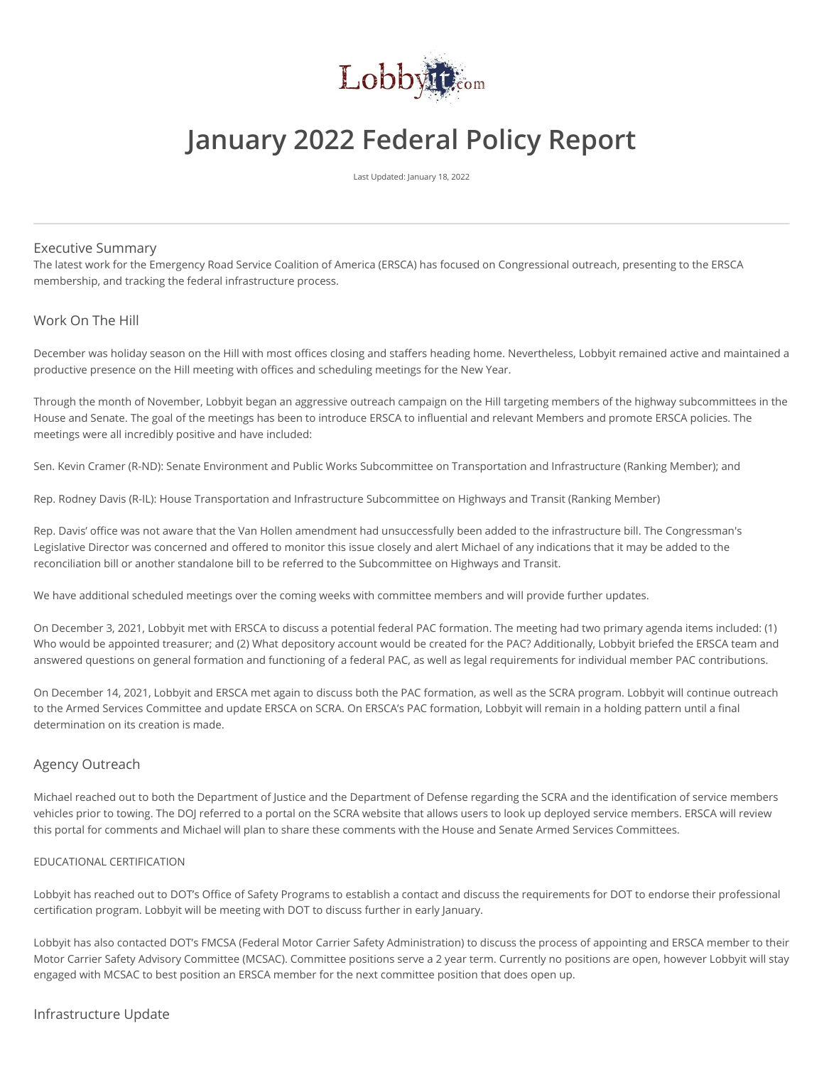# January 2022 Federal Policy Report

Last Updated: January 18, 2022

## Executive Summary

The latest work for the Emergency Road Service Coalition of America (ERSCA) has focused on Congressional outreach, presenting to the ERSCA membership, and tracking the federal infrastructure process.

## Work On The Hill

December was holiday season on the Hill with most offices closing and staffers heading home. Nevertheless, Lobbyit remained active and maintained a productive presence on the Hill meeting with offices and scheduling meetings for the New Year.

Through the month of November, Lobbyit began an aggressive outreach campaign on the Hill targeting members of the highway subcommittees in the House and Senate. The goal of the meetings has been to introduce ERSCA to influential and relevant Members and promote ERSCA policies. The meetings were all incredibly positive and have included:

Sen. Kevin Cramer (R-ND): Senate Environment and Public Works Subcommittee on Transportation and Infrastructure (Ranking Member); and

Rep. Rodney Davis (R-IL): House Transportation and Infrastructure Subcommittee on Highways and Transit (Ranking Member)

Rep. Davis' office was not aware that the Van Hollen amendment had unsuccessfully been added to the infrastructure bill. The Congressman's Legislative Director was concerned and offered to monitor this issue closely and alert Michael of any indications that it may be added to the reconciliation bill or another standalone bill to be referred to the Subcommittee on Highways and Transit.

We have additional scheduled meetings over the coming weeks with committee members and will provide further updates.

On December 3, 2021, Lobbyit met with ERSCA to discuss a potential federal PAC formation. The meeting had two primary agenda items included: (1) Who would be appointed treasurer; and (2) What depository account would be created for the PAC? Additionally, Lobbyit briefed the ERSCA team and answered questions on general formation and functioning of a federal PAC, as well as legal requirements for individual member PAC contributions.

On December 14, 2021, Lobbyit and ERSCA met again to discuss both the PAC formation, as well as the SCRA program. Lobbyit will continue outreach to the Armed Services Committee and update ERSCA on SCRA. On ERSCA's PAC formation, Lobbyit will remain in a holding pattern until a final determination on its creation is made.

## Agency Outreach

Michael reached out to both the Department of Justice and the Department of Defense regarding the SCRA and the identification of service members vehicles prior to towing. The DOJ referred to a portal on the SCRA website that allows users to look up deployed service members. ERSCA will review this portal for comments and Michael will plan to share these comments with the House and Senate Armed Services Committees.

### EDUCATIONAL CERTIFICATION

Lobbyit has reached out to DOT's Office of Safety Programs to establish a contact and discuss the requirements for DOT to endorse their professional certification program. Lobbyit will be meeting with DOT to discuss further in early January.

Lobbyit has also contacted DOT's FMCSA (Federal Motor Carrier Safety Administration) to discuss the process of appointing and ERSCA member to their Motor Carrier Safety Advisory Committee (MCSAC). Committee positions serve a 2 year term. Currently no positions are open, however Lobbyit will stay engaged with MCSAC to best position an ERSCA member for the next committee position that does open up.

## Infrastructure Update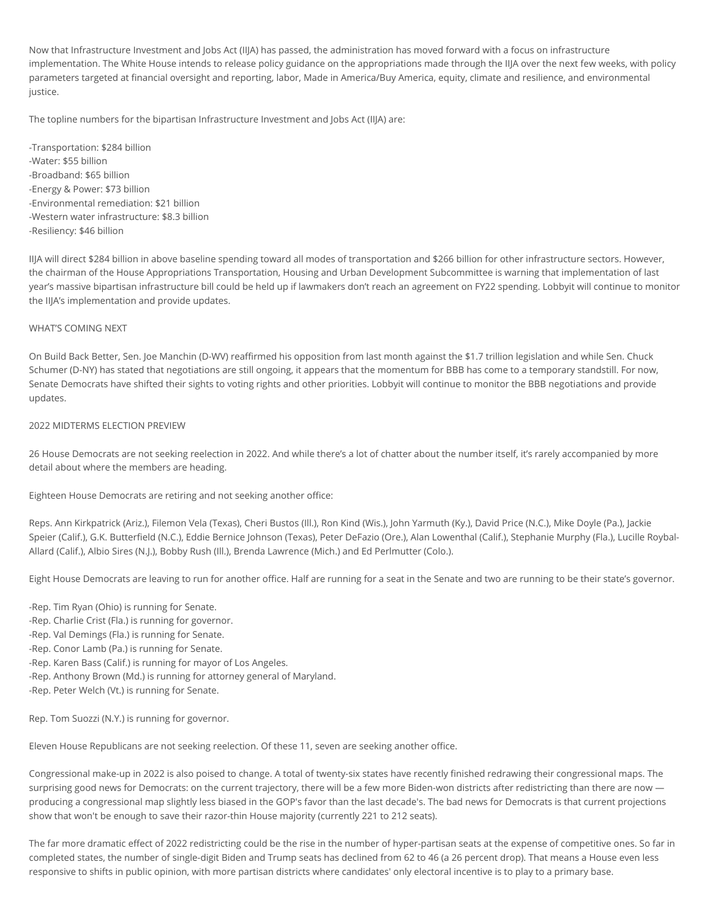Now that Infrastructure Investment and Jobs Act (IIJA) has passed, the administration has moved forward with a focus on infrastructure implementation. The White House intends to release policy guidance on the appropriations made through the IIJA over the next few weeks, with policy parameters targeted at financial oversight and reporting, labor, Made in America/Buy America, equity, climate and resilience, and environmental justice.

The topline numbers for the bipartisan Infrastructure Investment and Jobs Act (IIJA) are:

-Transportation: $284 billion
-Water: $55 billion
-Broadband: $65 billion
-Energy & Power: $73 billion
-Environmental remediation: $21 billion
-Western water infrastructure: $8.3 billion
-Resiliency: $46 billion

IIJA will direct $284 billion in above baseline spending toward all modes of transportation and $266 billion for other infrastructure sectors. However, the chairman of the House Appropriations Transportation, Housing and Urban Development Subcommittee is warning that implementation of last year's massive bipartisan infrastructure bill could be held up if lawmakers don't reach an agreement on FY22 spending. Lobbyit will continue to monitor the IIJA's implementation and provide updates.

WHAT'S COMING NEXT

On Build Back Better, Sen. Joe Manchin (D-WV) reaffirmed his opposition from last month against the $1.7 trillion legislation and while Sen. Chuck Schumer (D-NY) has stated that negotiations are still ongoing, it appears that the momentum for BBB has come to a temporary standstill. For now, Senate Democrats have shifted their sights to voting rights and other priorities. Lobbyit will continue to monitor the BBB negotiations and provide updates.

2022 MIDTERMS ELECTION PREVIEW

26 House Democrats are not seeking reelection in 2022. And while there's a lot of chatter about the number itself, it's rarely accompanied by more detail about where the members are heading.

Eighteen House Democrats are retiring and not seeking another office:

Reps. Ann Kirkpatrick (Ariz.), Filemon Vela (Texas), Cheri Bustos (Ill.), Ron Kind (Wis.), John Yarmuth (Ky.), David Price (N.C.), Mike Doyle (Pa.), Jackie Speier (Calif.), G.K. Butterfield (N.C.), Eddie Bernice Johnson (Texas), Peter DeFazio (Ore.), Alan Lowenthal (Calif.), Stephanie Murphy (Fla.), Lucille Roybal-Allard (Calif.), Albio Sires (N.J.), Bobby Rush (Ill.), Brenda Lawrence (Mich.) and Ed Perlmutter (Colo.).

Eight House Democrats are leaving to run for another office. Half are running for a seat in the Senate and two are running to be their state's governor.

-Rep. Tim Ryan (Ohio) is running for Senate.
-Rep. Charlie Crist (Fla.) is running for governor.
-Rep. Val Demings (Fla.) is running for Senate.
-Rep. Conor Lamb (Pa.) is running for Senate.
-Rep. Karen Bass (Calif.) is running for mayor of Los Angeles.
-Rep. Anthony Brown (Md.) is running for attorney general of Maryland.
-Rep. Peter Welch (Vt.) is running for Senate.

Rep. Tom Suozzi (N.Y.) is running for governor.

Eleven House Republicans are not seeking reelection. Of these 11, seven are seeking another office.

Congressional make-up in 2022 is also poised to change. A total of twenty-six states have recently finished redrawing their congressional maps. The surprising good news for Democrats: on the current trajectory, there will be a few more Biden-won districts after redistricting than there are now — producing a congressional map slightly less biased in the GOP's favor than the last decade's. The bad news for Democrats is that current projections show that won't be enough to save their razor-thin House majority (currently 221 to 212 seats).

The far more dramatic effect of 2022 redistricting could be the rise in the number of hyper-partisan seats at the expense of competitive ones. So far in completed states, the number of single-digit Biden and Trump seats has declined from 62 to 46 (a 26 percent drop). That means a House even less responsive to shifts in public opinion, with more partisan districts where candidates' only electoral incentive is to play to a primary base.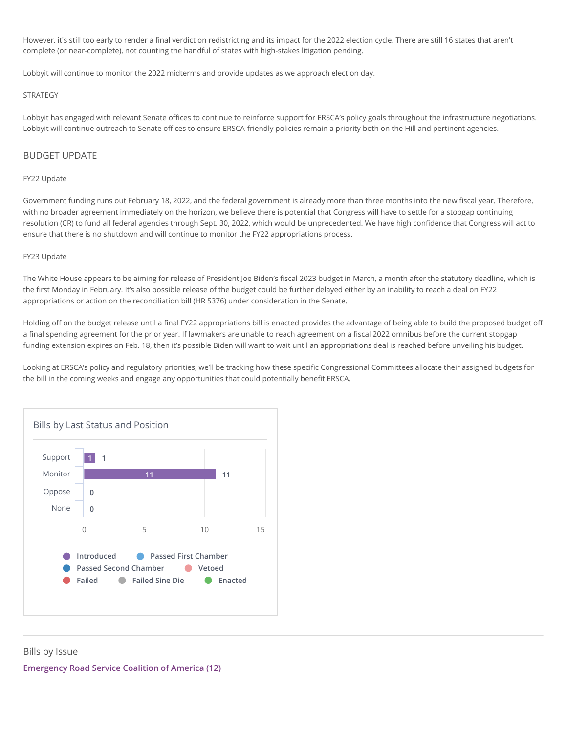However, it's still too early to render a final verdict on redistricting and its impact for the 2022 election cycle. There are still 16 states that aren't complete (or near-complete), not counting the handful of states with high-stakes litigation pending.

Lobbyit will continue to monitor the 2022 midterms and provide updates as we approach election day.

STRATEGY

Lobbyit has engaged with relevant Senate offices to continue to reinforce support for ERSCA's policy goals throughout the infrastructure negotiations. Lobbyit will continue outreach to Senate offices to ensure ERSCA-friendly policies remain a priority both on the Hill and pertinent agencies.

## BUDGET UPDATE

FY22 Update

Government funding runs out February 18, 2022, and the federal government is already more than three months into the new fiscal year. Therefore, with no broader agreement immediately on the horizon, we believe there is potential that Congress will have to settle for a stopgap continuing resolution (CR) to fund all federal agencies through Sept. 30, 2022, which would be unprecedented. We have high confidence that Congress will act to ensure that there is no shutdown and will continue to monitor the FY22 appropriations process.

FY23 Update

The White House appears to be aiming for release of President Joe Biden's fiscal 2023 budget in March, a month after the statutory deadline, which is the first Monday in February. It's also possible release of the budget could be further delayed either by an inability to reach a deal on FY22 appropriations or action on the reconciliation bill (HR 5376) under consideration in the Senate.

Holding off on the budget release until a final FY22 appropriations bill is enacted provides the advantage of being able to build the proposed budget off a final spending agreement for the prior year. If lawmakers are unable to reach agreement on a fiscal 2022 omnibus before the current stopgap funding extension expires on Feb. 18, then it's possible Biden will want to wait until an appropriations deal is reached before unveiling his budget.

Looking at ERSCA's policy and regulatory priorities, we'll be tracking how these specific Congressional Committees allocate their assigned budgets for the bill in the coming weeks and engage any opportunities that could potentially benefit ERSCA.

Bills by Last Status and Position

Support 1 1
Monitor 11 11
Oppose 0
None 0

0 5 10 15

Introduced · Passed First Chamber · Passed Second Chamber · Vetoed · Failed · Failed Sine Die · Enacted

Bills by Issue

**Emergency Road Service Coalition of America (12)**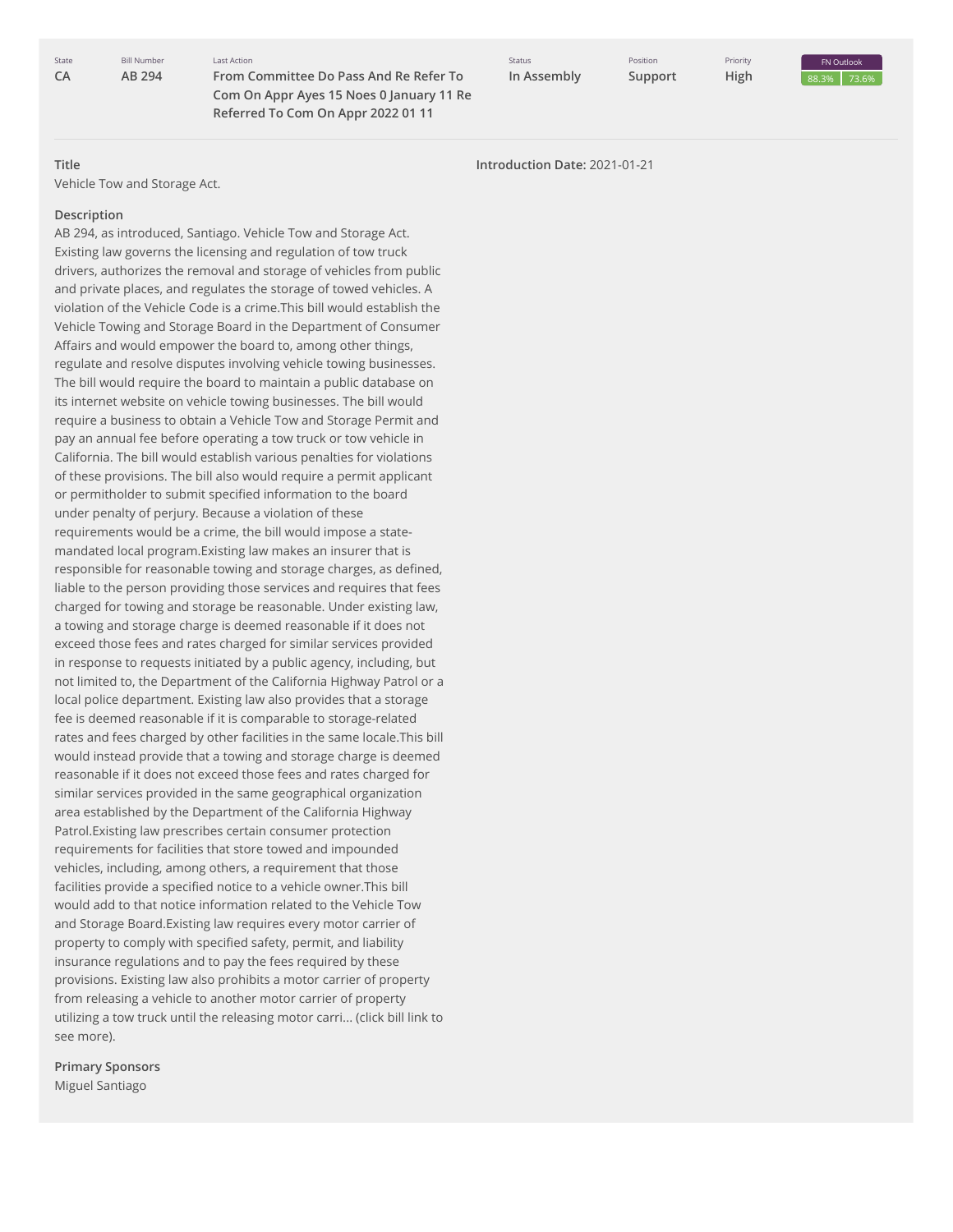| State | Bill Number | Last Action | Status | Position | Priority | FN Outlook |
|---|---|---|---|---|---|---|
| CA | AB 294 | From Committee Do Pass And Re Refer To Com On Appr Ayes 15 Noes 0 January 11 Re Referred To Com On Appr 2022 01 11 | In Assembly | Support | High | 88.3% 73.6% |

**Title**
Vehicle Tow and Storage Act.

**Introduction Date:** 2021-01-21

**Description**
AB 294, as introduced, Santiago. Vehicle Tow and Storage Act. Existing law governs the licensing and regulation of tow truck drivers, authorizes the removal and storage of vehicles from public and private places, and regulates the storage of towed vehicles. A violation of the Vehicle Code is a crime.This bill would establish the Vehicle Towing and Storage Board in the Department of Consumer Affairs and would empower the board to, among other things, regulate and resolve disputes involving vehicle towing businesses. The bill would require the board to maintain a public database on its internet website on vehicle towing businesses. The bill would require a business to obtain a Vehicle Tow and Storage Permit and pay an annual fee before operating a tow truck or tow vehicle in California. The bill would establish various penalties for violations of these provisions. The bill also would require a permit applicant or permitholder to submit specified information to the board under penalty of perjury. Because a violation of these requirements would be a crime, the bill would impose a state-mandated local program.Existing law makes an insurer that is responsible for reasonable towing and storage charges, as defined, liable to the person providing those services and requires that fees charged for towing and storage be reasonable. Under existing law, a towing and storage charge is deemed reasonable if it does not exceed those fees and rates charged for similar services provided in response to requests initiated by a public agency, including, but not limited to, the Department of the California Highway Patrol or a local police department. Existing law also provides that a storage fee is deemed reasonable if it is comparable to storage-related rates and fees charged by other facilities in the same locale.This bill would instead provide that a towing and storage charge is deemed reasonable if it does not exceed those fees and rates charged for similar services provided in the same geographical organization area established by the Department of the California Highway Patrol.Existing law prescribes certain consumer protection requirements for facilities that store towed and impounded vehicles, including, among others, a requirement that those facilities provide a specified notice to a vehicle owner.This bill would add to that notice information related to the Vehicle Tow and Storage Board.Existing law requires every motor carrier of property to comply with specified safety, permit, and liability insurance regulations and to pay the fees required by these provisions. Existing law also prohibits a motor carrier of property from releasing a vehicle to another motor carrier of property utilizing a tow truck until the releasing motor carri... (click bill link to see more).

**Primary Sponsors**
Miguel Santiago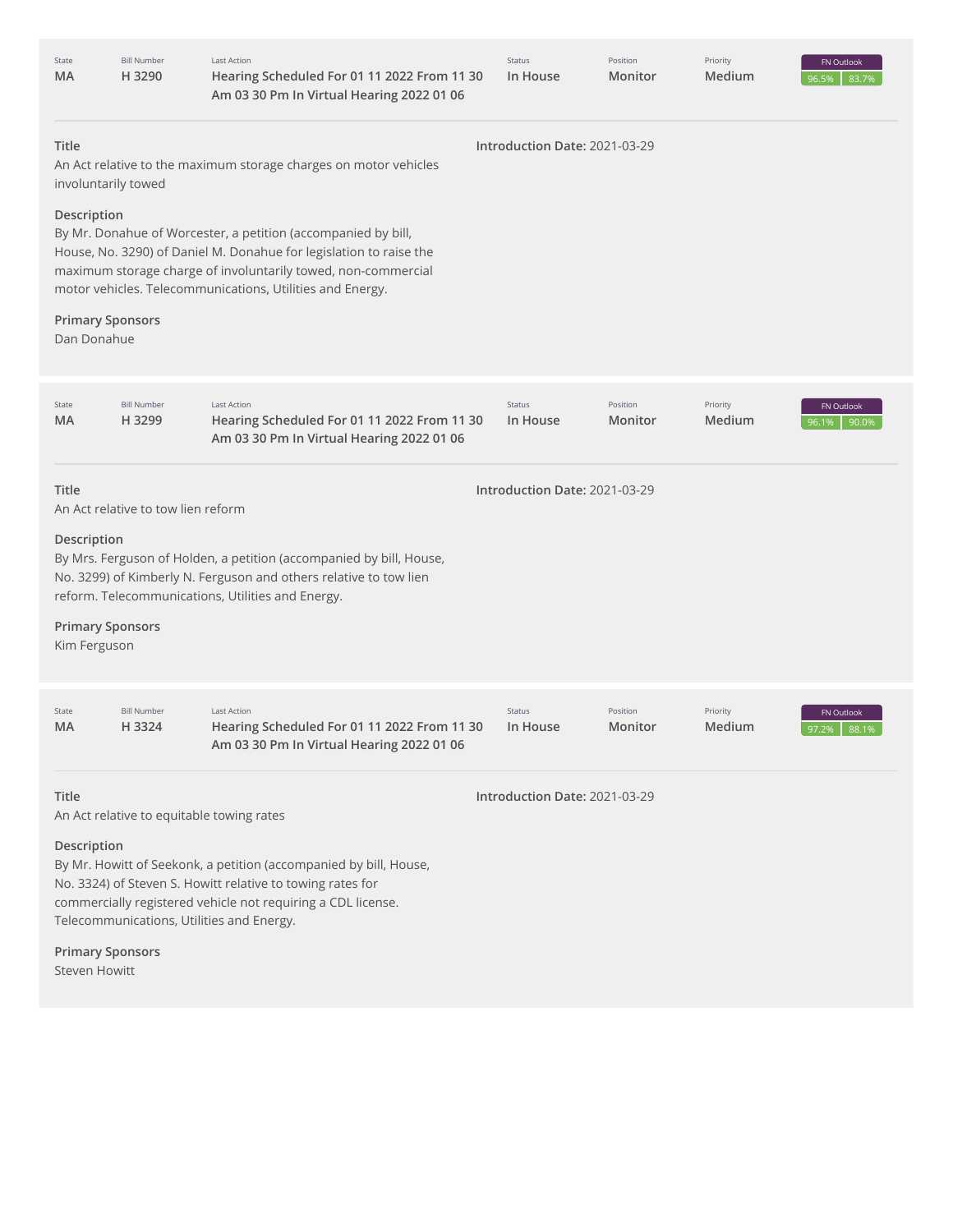| State | Bill Number | Last Action | Status | Position | Priority | FN Outlook |
| --- | --- | --- | --- | --- | --- | --- |
| MA | H 3290 | Hearing Scheduled For 01 11 2022 From 11 30 Am 03 30 Pm In Virtual Hearing 2022 01 06 | In House | Monitor | Medium | 96.5% 83.7% |

**Title**
An Act relative to the maximum storage charges on motor vehicles involuntarily towed

**Introduction Date:** 2021-03-29

**Description**
By Mr. Donahue of Worcester, a petition (accompanied by bill, House, No. 3290) of Daniel M. Donahue for legislation to raise the maximum storage charge of involuntarily towed, non-commercial motor vehicles. Telecommunications, Utilities and Energy.

**Primary Sponsors**
Dan Donahue

| State | Bill Number | Last Action | Status | Position | Priority | FN Outlook |
| --- | --- | --- | --- | --- | --- | --- |
| MA | H 3299 | Hearing Scheduled For 01 11 2022 From 11 30 Am 03 30 Pm In Virtual Hearing 2022 01 06 | In House | Monitor | Medium | 96.1% 90.0% |

**Title**
An Act relative to tow lien reform

**Introduction Date:** 2021-03-29

**Description**
By Mrs. Ferguson of Holden, a petition (accompanied by bill, House, No. 3299) of Kimberly N. Ferguson and others relative to tow lien reform. Telecommunications, Utilities and Energy.

**Primary Sponsors**
Kim Ferguson

| State | Bill Number | Last Action | Status | Position | Priority | FN Outlook |
| --- | --- | --- | --- | --- | --- | --- |
| MA | H 3324 | Hearing Scheduled For 01 11 2022 From 11 30 Am 03 30 Pm In Virtual Hearing 2022 01 06 | In House | Monitor | Medium | 97.2% 88.1% |

**Title**
An Act relative to equitable towing rates

**Introduction Date:** 2021-03-29

**Description**
By Mr. Howitt of Seekonk, a petition (accompanied by bill, House, No. 3324) of Steven S. Howitt relative to towing rates for commercially registered vehicle not requiring a CDL license. Telecommunications, Utilities and Energy.

**Primary Sponsors**
Steven Howitt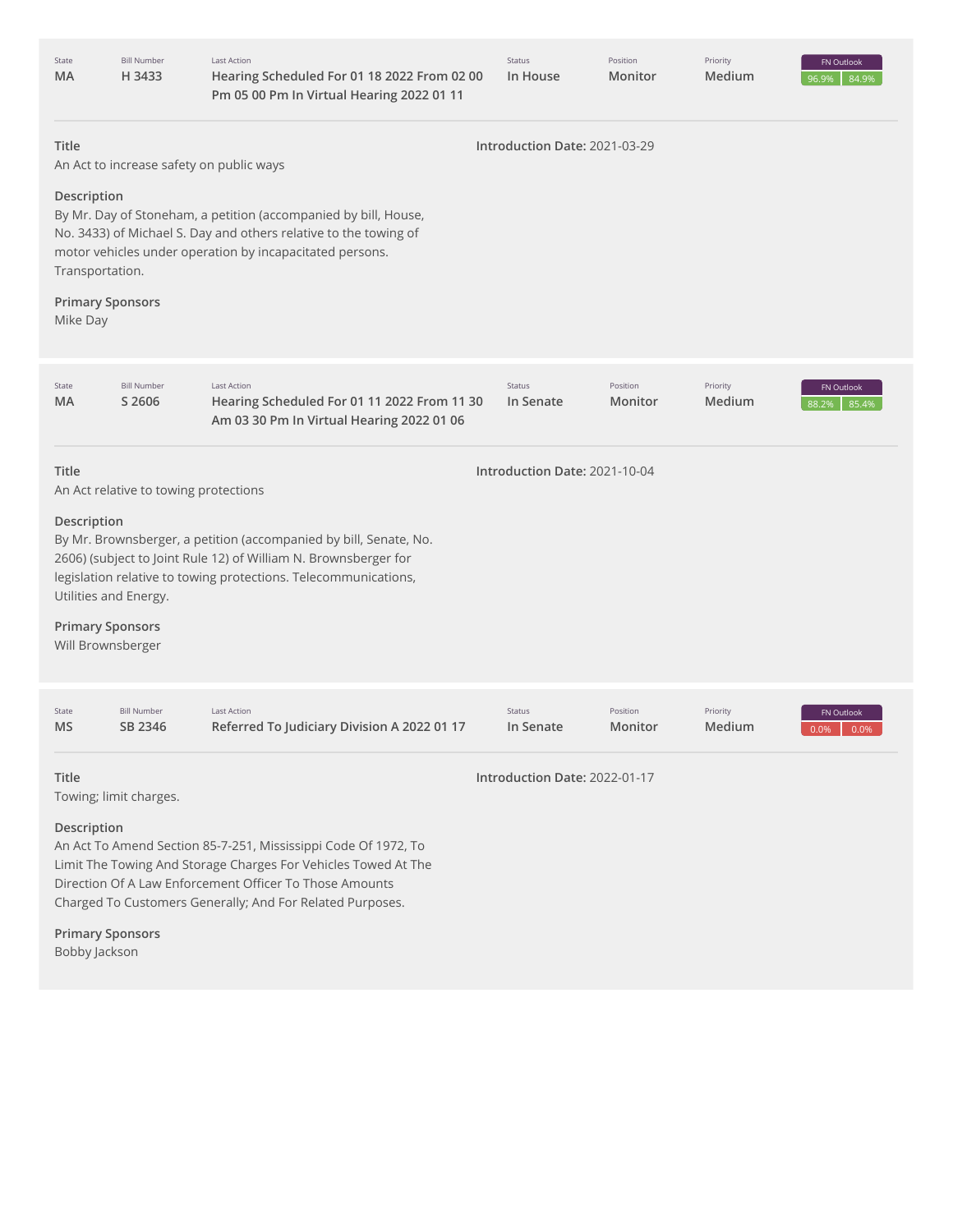| State | Bill Number | Last Action | Status | Position | Priority | FN Outlook |
| --- | --- | --- | --- | --- | --- | --- |
| MA | H 3433 | Hearing Scheduled For 01 18 2022 From 02 00 Pm 05 00 Pm In Virtual Hearing 2022 01 11 | In House | Monitor | Medium | 96.9% 84.9% |

**Title**
An Act to increase safety on public ways

**Introduction Date:** 2021-03-29

**Description**
By Mr. Day of Stoneham, a petition (accompanied by bill, House, No. 3433) of Michael S. Day and others relative to the towing of motor vehicles under operation by incapacitated persons. Transportation.

**Primary Sponsors**
Mike Day

| State | Bill Number | Last Action | Status | Position | Priority | FN Outlook |
| --- | --- | --- | --- | --- | --- | --- |
| MA | S 2606 | Hearing Scheduled For 01 11 2022 From 11 30 Am 03 30 Pm In Virtual Hearing 2022 01 06 | In Senate | Monitor | Medium | 88.2% 85.4% |

**Title**
An Act relative to towing protections

**Introduction Date:** 2021-10-04

**Description**
By Mr. Brownsberger, a petition (accompanied by bill, Senate, No. 2606) (subject to Joint Rule 12) of William N. Brownsberger for legislation relative to towing protections. Telecommunications, Utilities and Energy.

**Primary Sponsors**
Will Brownsberger

| State | Bill Number | Last Action | Status | Position | Priority | FN Outlook |
| --- | --- | --- | --- | --- | --- | --- |
| MS | SB 2346 | Referred To Judiciary Division A 2022 01 17 | In Senate | Monitor | Medium | 0.0% 0.0% |

**Title**
Towing; limit charges.

**Introduction Date:** 2022-01-17

**Description**
An Act To Amend Section 85-7-251, Mississippi Code Of 1972, To Limit The Towing And Storage Charges For Vehicles Towed At The Direction Of A Law Enforcement Officer To Those Amounts Charged To Customers Generally; And For Related Purposes.

**Primary Sponsors**
Bobby Jackson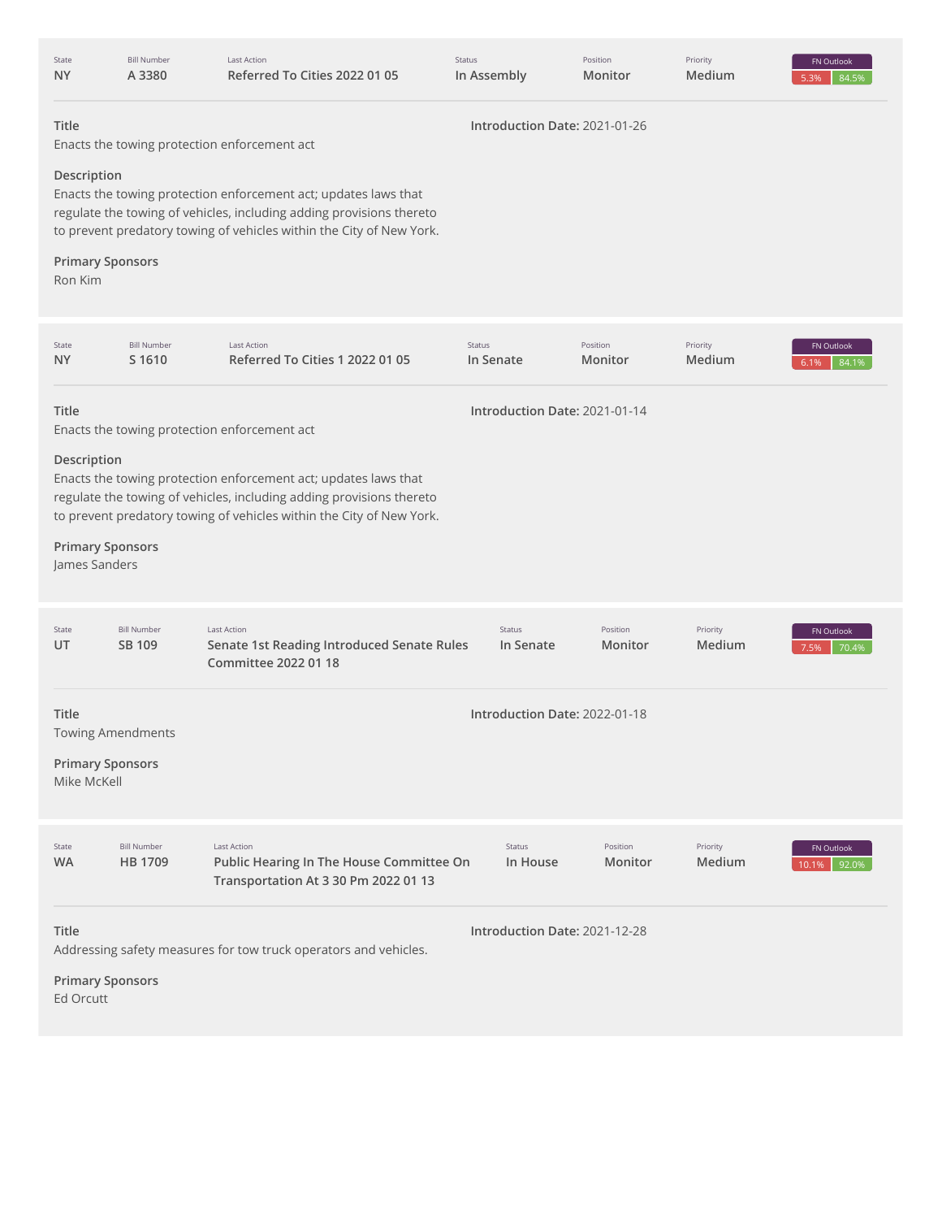| State | Bill Number | Last Action | Status | Position | Priority | FN Outlook |
|---|---|---|---|---|---|---|
| NY | A 3380 | Referred To Cities 2022 01 05 | In Assembly | Monitor | Medium | 5.3% 84.5% |

**Title**
Enacts the towing protection enforcement act

**Introduction Date:** 2021-01-26

**Description**
Enacts the towing protection enforcement act; updates laws that regulate the towing of vehicles, including adding provisions thereto to prevent predatory towing of vehicles within the City of New York.

**Primary Sponsors**
Ron Kim

| State | Bill Number | Last Action | Status | Position | Priority | FN Outlook |
|---|---|---|---|---|---|---|
| NY | S 1610 | Referred To Cities 1 2022 01 05 | In Senate | Monitor | Medium | 6.1% 84.1% |

**Title**
Enacts the towing protection enforcement act

**Introduction Date:** 2021-01-14

**Description**
Enacts the towing protection enforcement act; updates laws that regulate the towing of vehicles, including adding provisions thereto to prevent predatory towing of vehicles within the City of New York.

**Primary Sponsors**
James Sanders

| State | Bill Number | Last Action | Status | Position | Priority | FN Outlook |
|---|---|---|---|---|---|---|
| UT | SB 109 | Senate 1st Reading Introduced Senate Rules Committee 2022 01 18 | In Senate | Monitor | Medium | 7.5% 70.4% |

**Title**
Towing Amendments

**Introduction Date:** 2022-01-18

**Primary Sponsors**
Mike McKell

| State | Bill Number | Last Action | Status | Position | Priority | FN Outlook |
|---|---|---|---|---|---|---|
| WA | HB 1709 | Public Hearing In The House Committee On Transportation At 3 30 Pm 2022 01 13 | In House | Monitor | Medium | 10.1% 92.0% |

**Title**
Addressing safety measures for tow truck operators and vehicles.

**Introduction Date:** 2021-12-28

**Primary Sponsors**
Ed Orcutt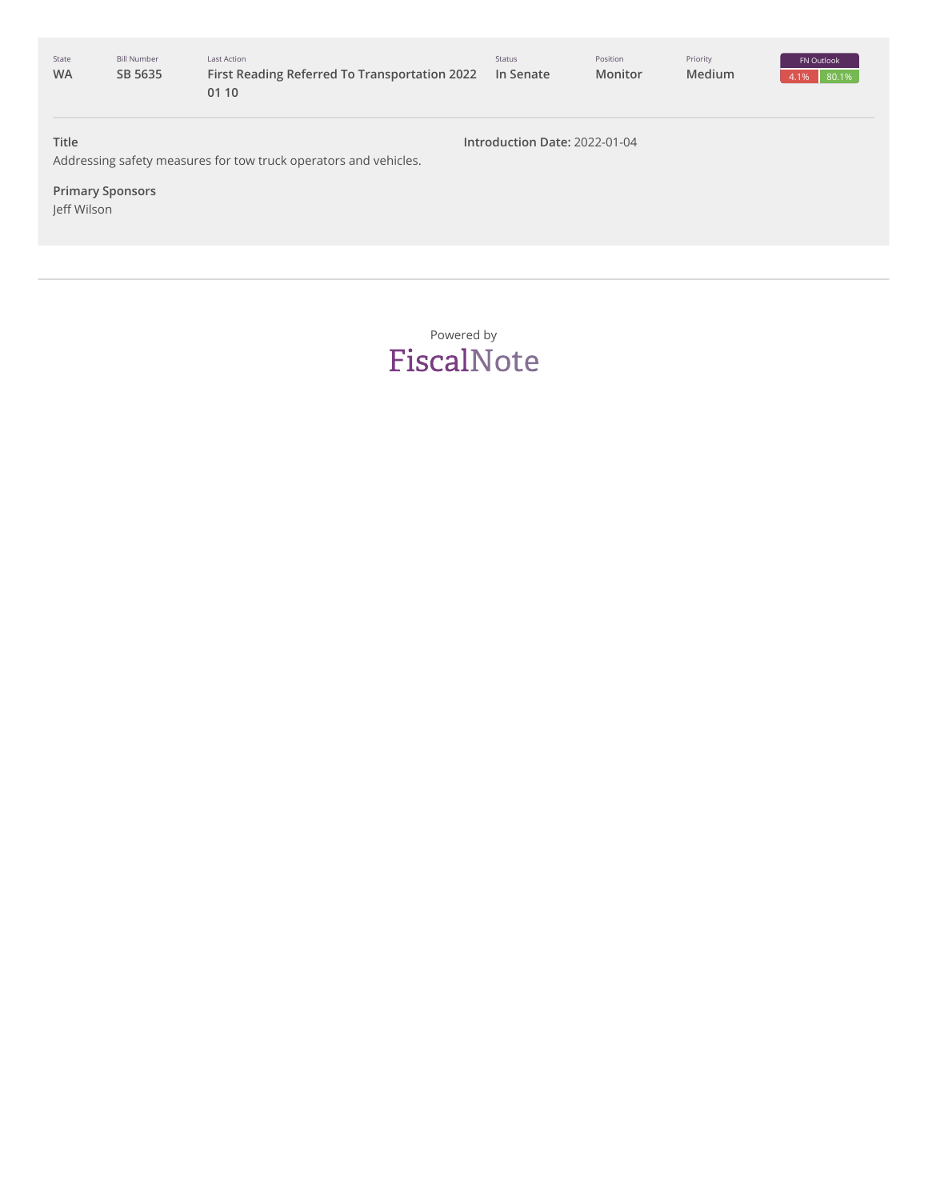| State | Bill Number | Last Action | Status | Position | Priority | FN Outlook |
|---|---|---|---|---|---|---|
| WA | SB 5635 | First Reading Referred To Transportation 2022 01 10 | In Senate | Monitor | Medium | 4.1% 80.1% |

**Title**
Addressing safety measures for tow truck operators and vehicles.

**Introduction Date:** 2022-01-04

**Primary Sponsors**
Jeff Wilson

Powered by
FiscalNote